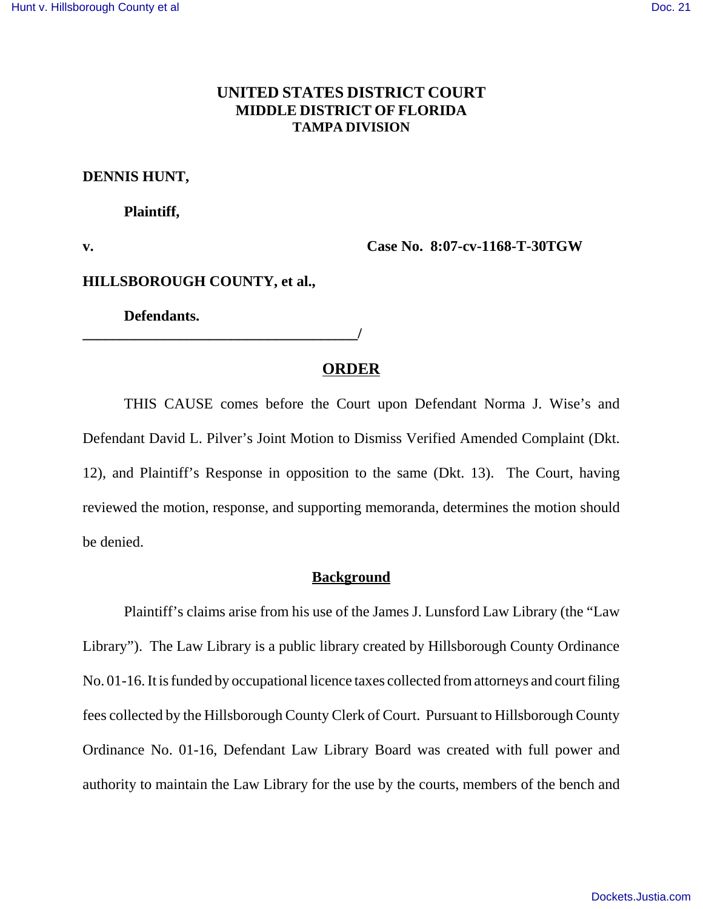# UNITED STATES DISTRICT COURT
## MIDDLE DISTRICT OF FLORIDA
### TAMPA DIVISION

**DENNIS HUNT,**

**Plaintiff,**

**v.** **Case No. 8:07-cv-1168-T-30TGW**

**HILLSBOROUGH COUNTY, et al.,**

**Defendants.**

**_____________________________________/**

## ORDER

THIS CAUSE comes before the Court upon Defendant Norma J. Wise's and Defendant David L. Pilver's Joint Motion to Dismiss Verified Amended Complaint (Dkt. 12), and Plaintiff's Response in opposition to the same (Dkt. 13). The Court, having reviewed the motion, response, and supporting memoranda, determines the motion should be denied.

## Background

Plaintiff's claims arise from his use of the James J. Lunsford Law Library (the "Law Library"). The Law Library is a public library created by Hillsborough County Ordinance No. 01-16. It is funded by occupational licence taxes collected from attorneys and court filing fees collected by the Hillsborough County Clerk of Court. Pursuant to Hillsborough County Ordinance No. 01-16, Defendant Law Library Board was created with full power and authority to maintain the Law Library for the use by the courts, members of the bench and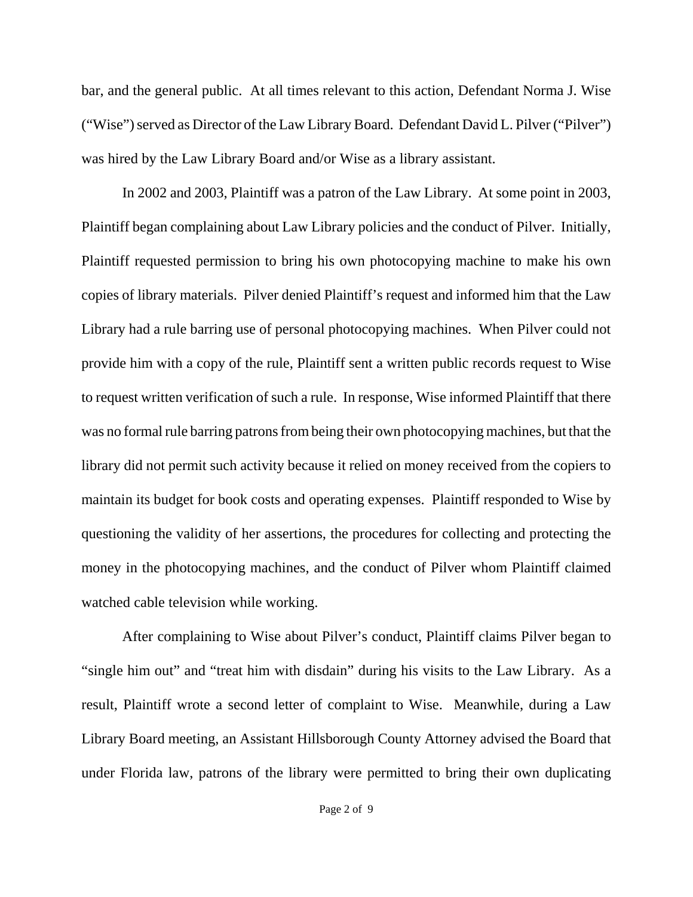bar, and the general public. At all times relevant to this action, Defendant Norma J. Wise ("Wise") served as Director of the Law Library Board. Defendant David L. Pilver ("Pilver") was hired by the Law Library Board and/or Wise as a library assistant.

In 2002 and 2003, Plaintiff was a patron of the Law Library. At some point in 2003, Plaintiff began complaining about Law Library policies and the conduct of Pilver. Initially, Plaintiff requested permission to bring his own photocopying machine to make his own copies of library materials. Pilver denied Plaintiff's request and informed him that the Law Library had a rule barring use of personal photocopying machines. When Pilver could not provide him with a copy of the rule, Plaintiff sent a written public records request to Wise to request written verification of such a rule. In response, Wise informed Plaintiff that there was no formal rule barring patrons from being their own photocopying machines, but that the library did not permit such activity because it relied on money received from the copiers to maintain its budget for book costs and operating expenses. Plaintiff responded to Wise by questioning the validity of her assertions, the procedures for collecting and protecting the money in the photocopying machines, and the conduct of Pilver whom Plaintiff claimed watched cable television while working.

After complaining to Wise about Pilver's conduct, Plaintiff claims Pilver began to "single him out" and "treat him with disdain" during his visits to the Law Library. As a result, Plaintiff wrote a second letter of complaint to Wise. Meanwhile, during a Law Library Board meeting, an Assistant Hillsborough County Attorney advised the Board that under Florida law, patrons of the library were permitted to bring their own duplicating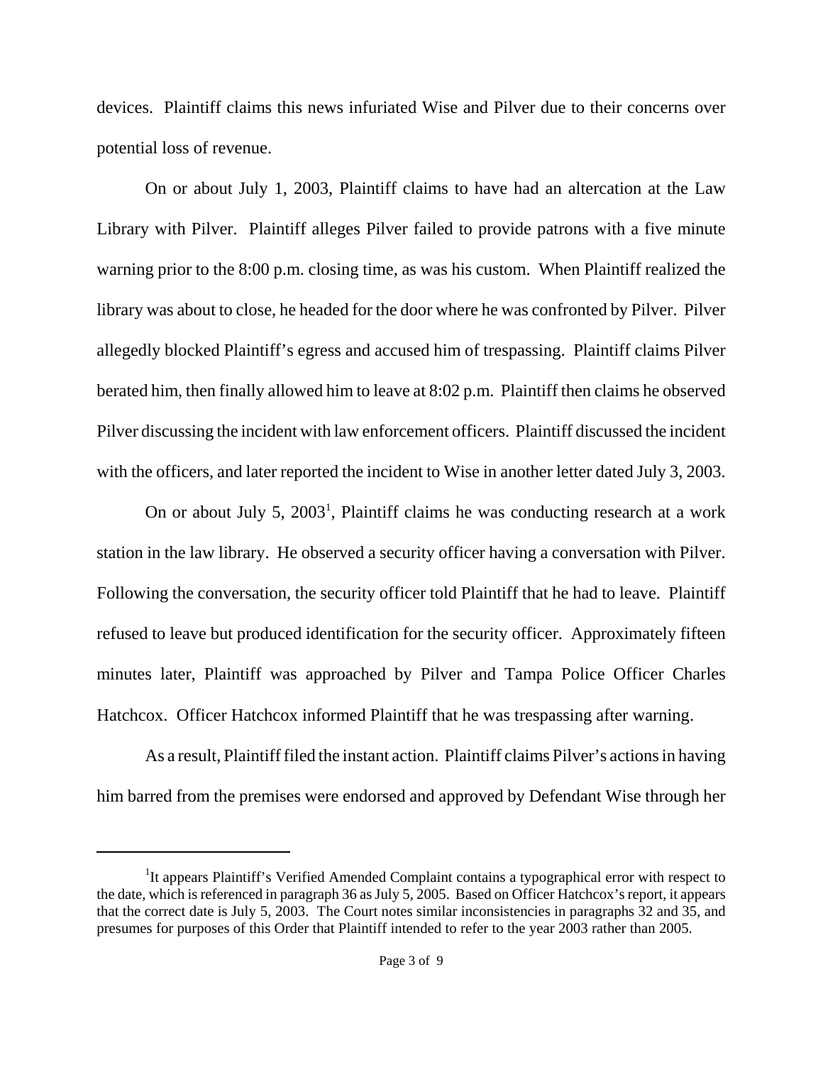devices. Plaintiff claims this news infuriated Wise and Pilver due to their concerns over potential loss of revenue.

On or about July 1, 2003, Plaintiff claims to have had an altercation at the Law Library with Pilver. Plaintiff alleges Pilver failed to provide patrons with a five minute warning prior to the 8:00 p.m. closing time, as was his custom. When Plaintiff realized the library was about to close, he headed for the door where he was confronted by Pilver. Pilver allegedly blocked Plaintiff's egress and accused him of trespassing. Plaintiff claims Pilver berated him, then finally allowed him to leave at 8:02 p.m. Plaintiff then claims he observed Pilver discussing the incident with law enforcement officers. Plaintiff discussed the incident with the officers, and later reported the incident to Wise in another letter dated July 3, 2003.

On or about July 5, 2003[1], Plaintiff claims he was conducting research at a work station in the law library. He observed a security officer having a conversation with Pilver. Following the conversation, the security officer told Plaintiff that he had to leave. Plaintiff refused to leave but produced identification for the security officer. Approximately fifteen minutes later, Plaintiff was approached by Pilver and Tampa Police Officer Charles Hatchcox. Officer Hatchcox informed Plaintiff that he was trespassing after warning.

As a result, Plaintiff filed the instant action. Plaintiff claims Pilver's actions in having him barred from the premises were endorsed and approved by Defendant Wise through her

---

[1]It appears Plaintiff's Verified Amended Complaint contains a typographical error with respect to the date, which is referenced in paragraph 36 as July 5, 2005. Based on Officer Hatchcox's report, it appears that the correct date is July 5, 2003. The Court notes similar inconsistencies in paragraphs 32 and 35, and presumes for purposes of this Order that Plaintiff intended to refer to the year 2003 rather than 2005.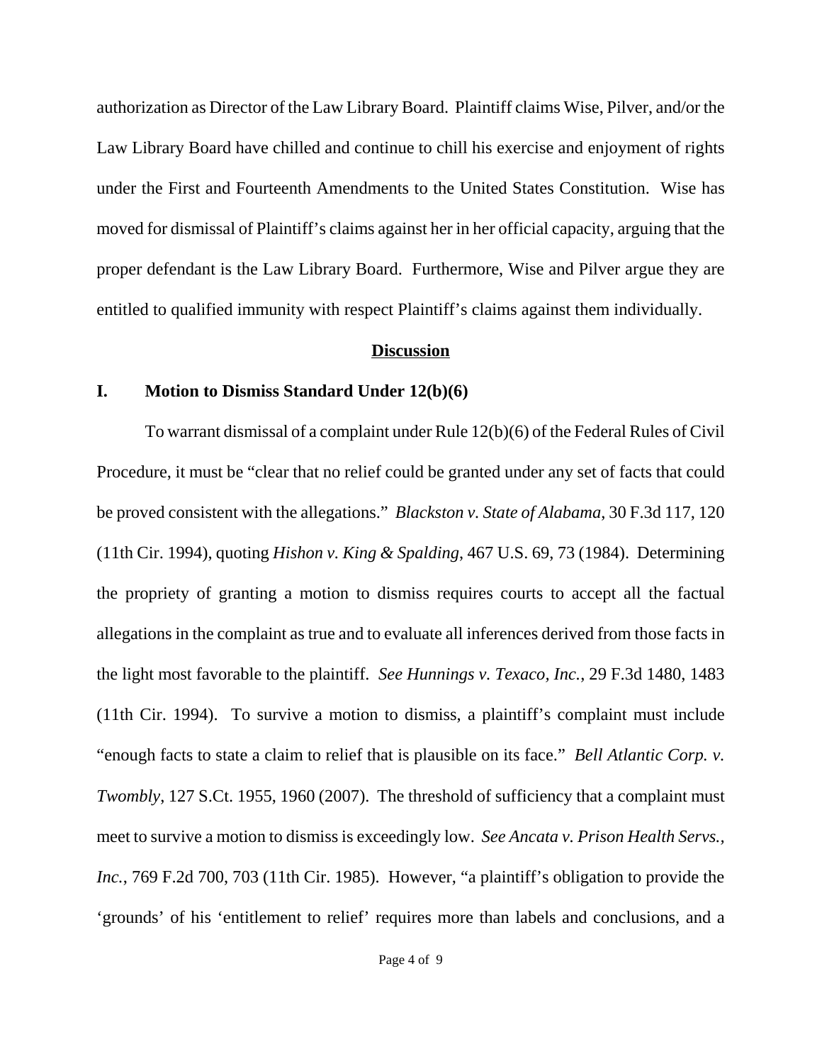authorization as Director of the Law Library Board. Plaintiff claims Wise, Pilver, and/or the Law Library Board have chilled and continue to chill his exercise and enjoyment of rights under the First and Fourteenth Amendments to the United States Constitution. Wise has moved for dismissal of Plaintiff's claims against her in her official capacity, arguing that the proper defendant is the Law Library Board. Furthermore, Wise and Pilver argue they are entitled to qualified immunity with respect Plaintiff's claims against them individually.

## Discussion

### I. Motion to Dismiss Standard Under 12(b)(6)

To warrant dismissal of a complaint under Rule 12(b)(6) of the Federal Rules of Civil Procedure, it must be "clear that no relief could be granted under any set of facts that could be proved consistent with the allegations." *Blackston v. State of Alabama*, 30 F.3d 117, 120 (11th Cir. 1994), quoting *Hishon v. King & Spalding*, 467 U.S. 69, 73 (1984). Determining the propriety of granting a motion to dismiss requires courts to accept all the factual allegations in the complaint as true and to evaluate all inferences derived from those facts in the light most favorable to the plaintiff. *See Hunnings v. Texaco, Inc.*, 29 F.3d 1480, 1483 (11th Cir. 1994). To survive a motion to dismiss, a plaintiff's complaint must include "enough facts to state a claim to relief that is plausible on its face." *Bell Atlantic Corp. v. Twombly*, 127 S.Ct. 1955, 1960 (2007). The threshold of sufficiency that a complaint must meet to survive a motion to dismiss is exceedingly low. *See Ancata v. Prison Health Servs., Inc.*, 769 F.2d 700, 703 (11th Cir. 1985). However, "a plaintiff's obligation to provide the 'grounds' of his 'entitlement to relief' requires more than labels and conclusions, and a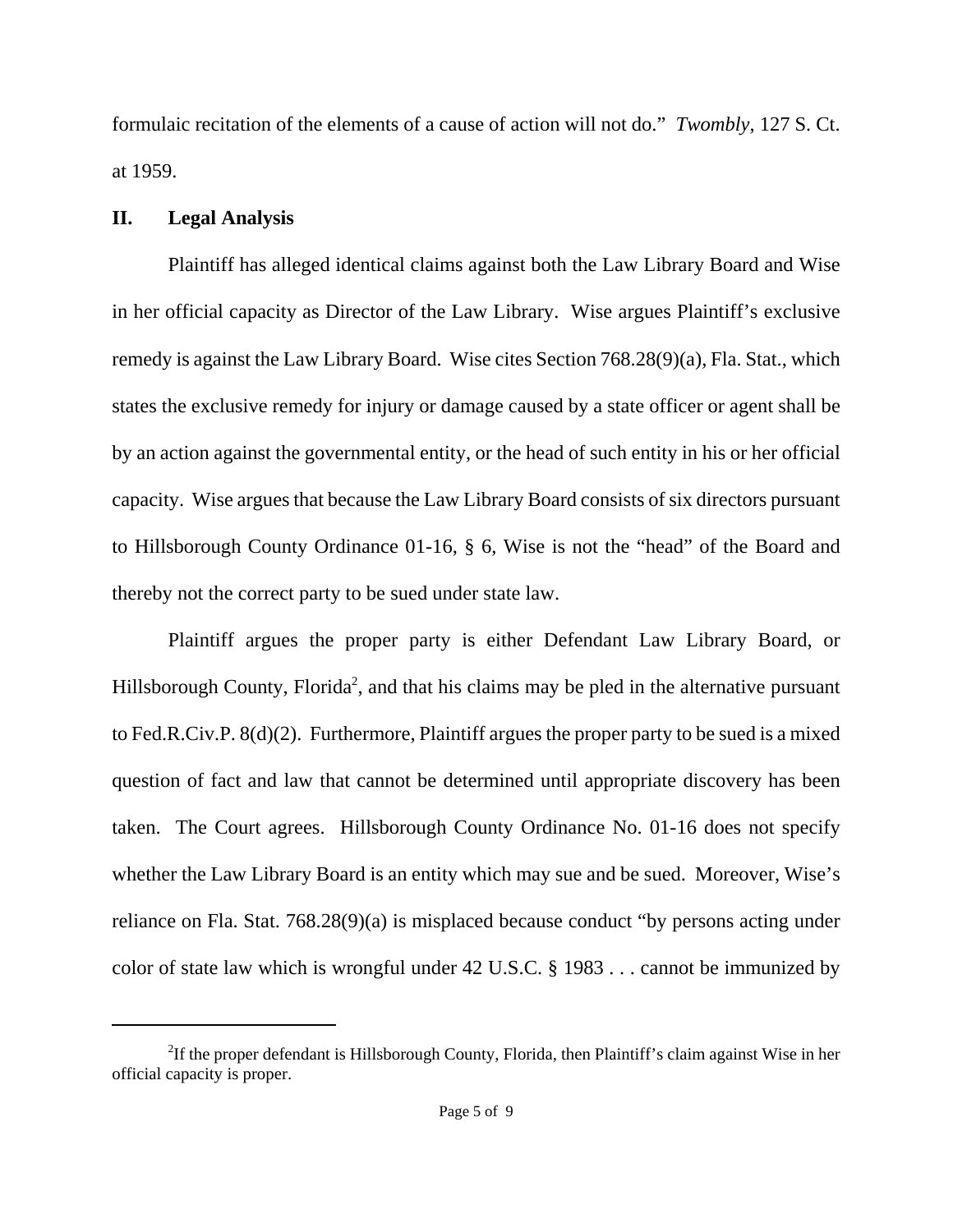formulaic recitation of the elements of a cause of action will not do." *Twombly*, 127 S. Ct. at 1959.

## II. Legal Analysis

Plaintiff has alleged identical claims against both the Law Library Board and Wise in her official capacity as Director of the Law Library. Wise argues Plaintiff's exclusive remedy is against the Law Library Board. Wise cites Section 768.28(9)(a), Fla. Stat., which states the exclusive remedy for injury or damage caused by a state officer or agent shall be by an action against the governmental entity, or the head of such entity in his or her official capacity. Wise argues that because the Law Library Board consists of six directors pursuant to Hillsborough County Ordinance 01-16, § 6, Wise is not the "head" of the Board and thereby not the correct party to be sued under state law.

Plaintiff argues the proper party is either Defendant Law Library Board, or Hillsborough County, Florida[2], and that his claims may be pled in the alternative pursuant to Fed.R.Civ.P. 8(d)(2). Furthermore, Plaintiff argues the proper party to be sued is a mixed question of fact and law that cannot be determined until appropriate discovery has been taken. The Court agrees. Hillsborough County Ordinance No. 01-16 does not specify whether the Law Library Board is an entity which may sue and be sued. Moreover, Wise's reliance on Fla. Stat. 768.28(9)(a) is misplaced because conduct "by persons acting under color of state law which is wrongful under 42 U.S.C. § 1983 . . . cannot be immunized by

[2] If the proper defendant is Hillsborough County, Florida, then Plaintiff's claim against Wise in her official capacity is proper.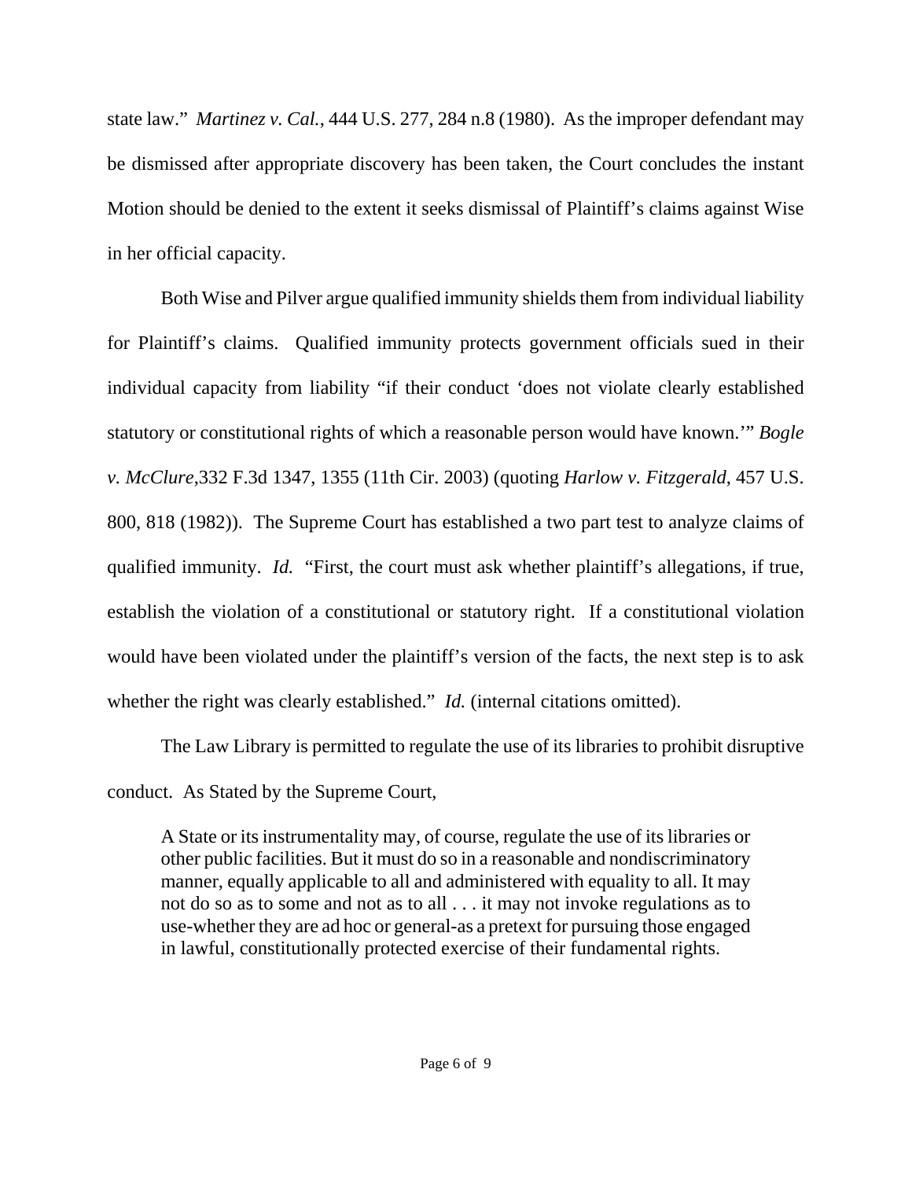state law." *Martinez v. Cal.*, 444 U.S. 277, 284 n.8 (1980). As the improper defendant may be dismissed after appropriate discovery has been taken, the Court concludes the instant Motion should be denied to the extent it seeks dismissal of Plaintiff's claims against Wise in her official capacity.

Both Wise and Pilver argue qualified immunity shields them from individual liability for Plaintiff's claims. Qualified immunity protects government officials sued in their individual capacity from liability "if their conduct 'does not violate clearly established statutory or constitutional rights of which a reasonable person would have known.'" *Bogle v. McClure*,332 F.3d 1347, 1355 (11th Cir. 2003) (quoting *Harlow v. Fitzgerald*, 457 U.S. 800, 818 (1982)). The Supreme Court has established a two part test to analyze claims of qualified immunity. *Id.* "First, the court must ask whether plaintiff's allegations, if true, establish the violation of a constitutional or statutory right. If a constitutional violation would have been violated under the plaintiff's version of the facts, the next step is to ask whether the right was clearly established." *Id.* (internal citations omitted).

The Law Library is permitted to regulate the use of its libraries to prohibit disruptive conduct. As Stated by the Supreme Court,

> A State or its instrumentality may, of course, regulate the use of its libraries or other public facilities. But it must do so in a reasonable and nondiscriminatory manner, equally applicable to all and administered with equality to all. It may not do so as to some and not as to all . . . it may not invoke regulations as to use-whether they are ad hoc or general-as a pretext for pursuing those engaged in lawful, constitutionally protected exercise of their fundamental rights.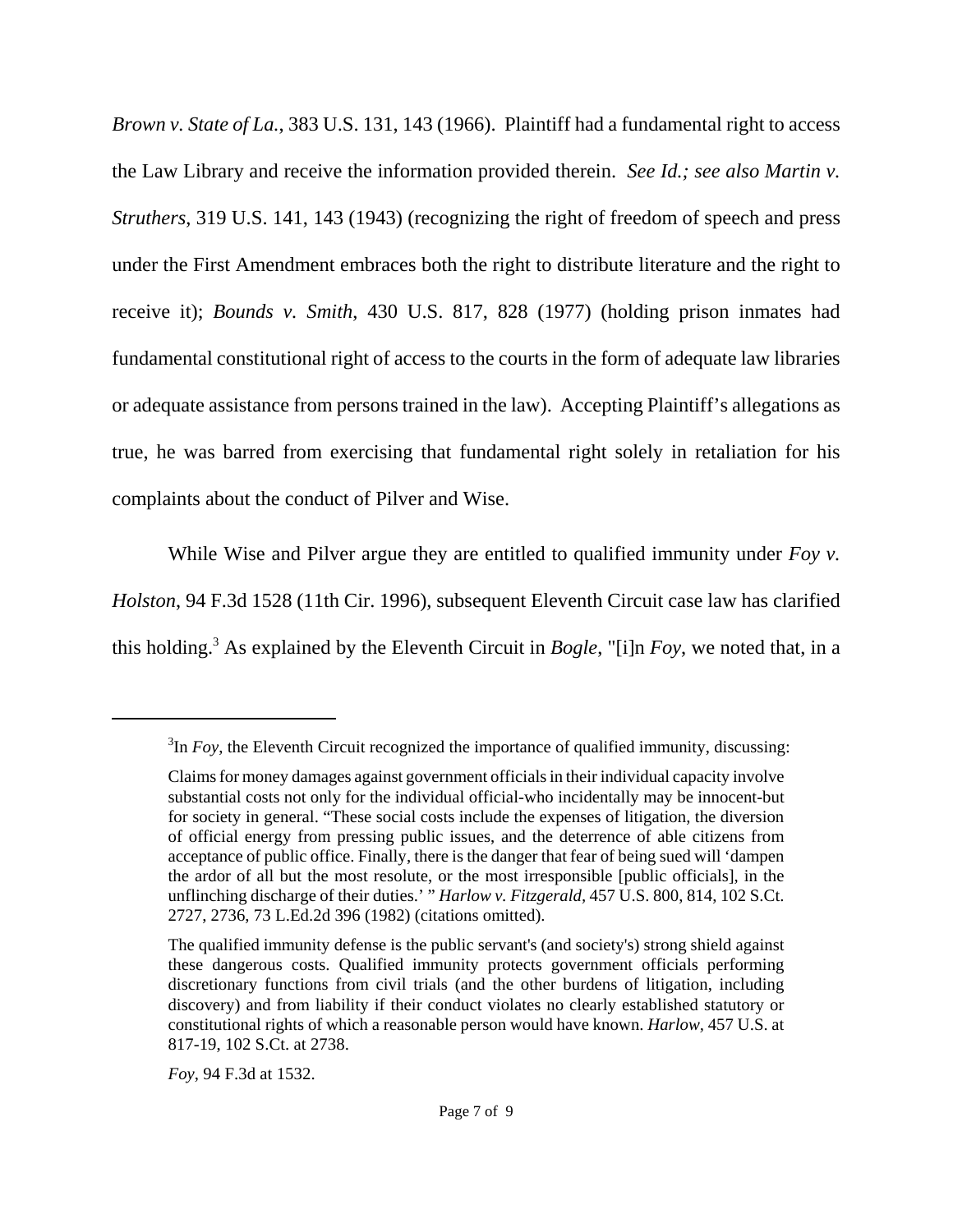*Brown v. State of La.*, 383 U.S. 131, 143 (1966). Plaintiff had a fundamental right to access the Law Library and receive the information provided therein. *See Id.; see also Martin v. Struthers*, 319 U.S. 141, 143 (1943) (recognizing the right of freedom of speech and press under the First Amendment embraces both the right to distribute literature and the right to receive it); *Bounds v. Smith*, 430 U.S. 817, 828 (1977) (holding prison inmates had fundamental constitutional right of access to the courts in the form of adequate law libraries or adequate assistance from persons trained in the law). Accepting Plaintiff's allegations as true, he was barred from exercising that fundamental right solely in retaliation for his complaints about the conduct of Pilver and Wise.

While Wise and Pilver argue they are entitled to qualified immunity under *Foy v. Holston*, 94 F.3d 1528 (11th Cir. 1996), subsequent Eleventh Circuit case law has clarified this holding.[3] As explained by the Eleventh Circuit in *Bogle*, "[i]n *Foy*, we noted that, in a

---

[3]In *Foy*, the Eleventh Circuit recognized the importance of qualified immunity, discussing:

> Claims for money damages against government officials in their individual capacity involve substantial costs not only for the individual official-who incidentally may be innocent-but for society in general. "These social costs include the expenses of litigation, the diversion of official energy from pressing public issues, and the deterrence of able citizens from acceptance of public office. Finally, there is the danger that fear of being sued will 'dampen the ardor of all but the most resolute, or the most irresponsible [public officials], in the unflinching discharge of their duties.' " *Harlow v. Fitzgerald,* 457 U.S. 800, 814, 102 S.Ct. 2727, 2736, 73 L.Ed.2d 396 (1982) (citations omitted).
>
> The qualified immunity defense is the public servant's (and society's) strong shield against these dangerous costs. Qualified immunity protects government officials performing discretionary functions from civil trials (and the other burdens of litigation, including discovery) and from liability if their conduct violates no clearly established statutory or constitutional rights of which a reasonable person would have known. *Harlow,* 457 U.S. at 817-19, 102 S.Ct. at 2738.
>
> *Foy*, 94 F.3d at 1532.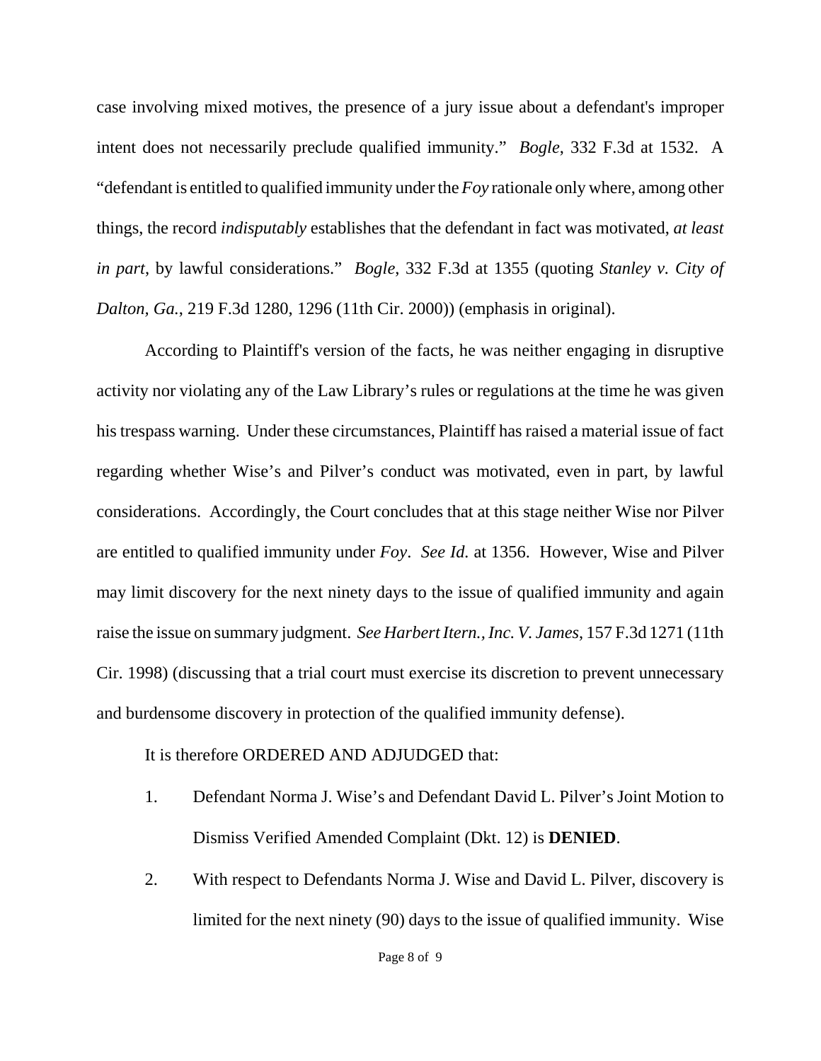case involving mixed motives, the presence of a jury issue about a defendant's improper intent does not necessarily preclude qualified immunity." *Bogle*, 332 F.3d at 1532. A "defendant is entitled to qualified immunity under the *Foy* rationale only where, among other things, the record *indisputably* establishes that the defendant in fact was motivated, *at least in part*, by lawful considerations." *Bogle*, 332 F.3d at 1355 (quoting *Stanley v. City of Dalton, Ga.*, 219 F.3d 1280, 1296 (11th Cir. 2000)) (emphasis in original).

According to Plaintiff's version of the facts, he was neither engaging in disruptive activity nor violating any of the Law Library's rules or regulations at the time he was given his trespass warning. Under these circumstances, Plaintiff has raised a material issue of fact regarding whether Wise's and Pilver's conduct was motivated, even in part, by lawful considerations. Accordingly, the Court concludes that at this stage neither Wise nor Pilver are entitled to qualified immunity under *Foy*. *See Id.* at 1356. However, Wise and Pilver may limit discovery for the next ninety days to the issue of qualified immunity and again raise the issue on summary judgment. *See Harbert Itern., Inc. V. James*, 157 F.3d 1271 (11th Cir. 1998) (discussing that a trial court must exercise its discretion to prevent unnecessary and burdensome discovery in protection of the qualified immunity defense).

It is therefore ORDERED AND ADJUDGED that:

1. Defendant Norma J. Wise's and Defendant David L. Pilver's Joint Motion to Dismiss Verified Amended Complaint (Dkt. 12) is **DENIED**.

2. With respect to Defendants Norma J. Wise and David L. Pilver, discovery is limited for the next ninety (90) days to the issue of qualified immunity. Wise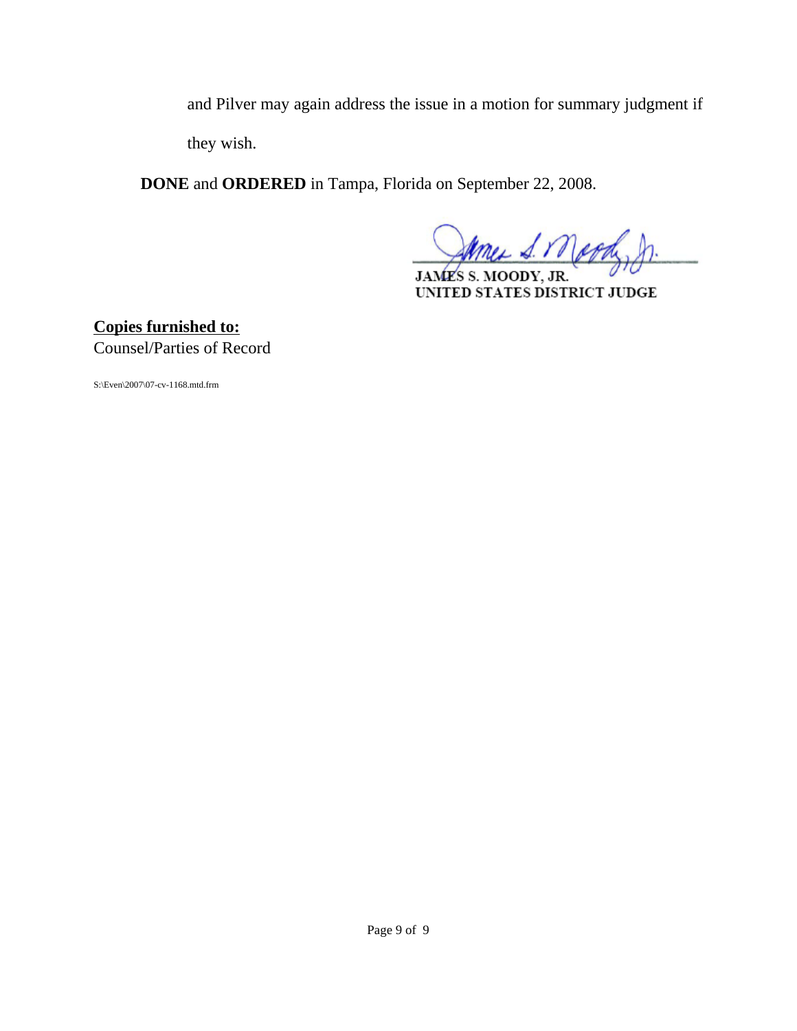and Pilver may again address the issue in a motion for summary judgment if they wish.

**DONE** and **ORDERED** in Tampa, Florida on September 22, 2008.

JAMES S. MOODY, JR.
UNITED STATES DISTRICT JUDGE

<u>**Copies furnished to:**</u>
Counsel/Parties of Record

S:\Even\2007\07-cv-1168.mtd.frm